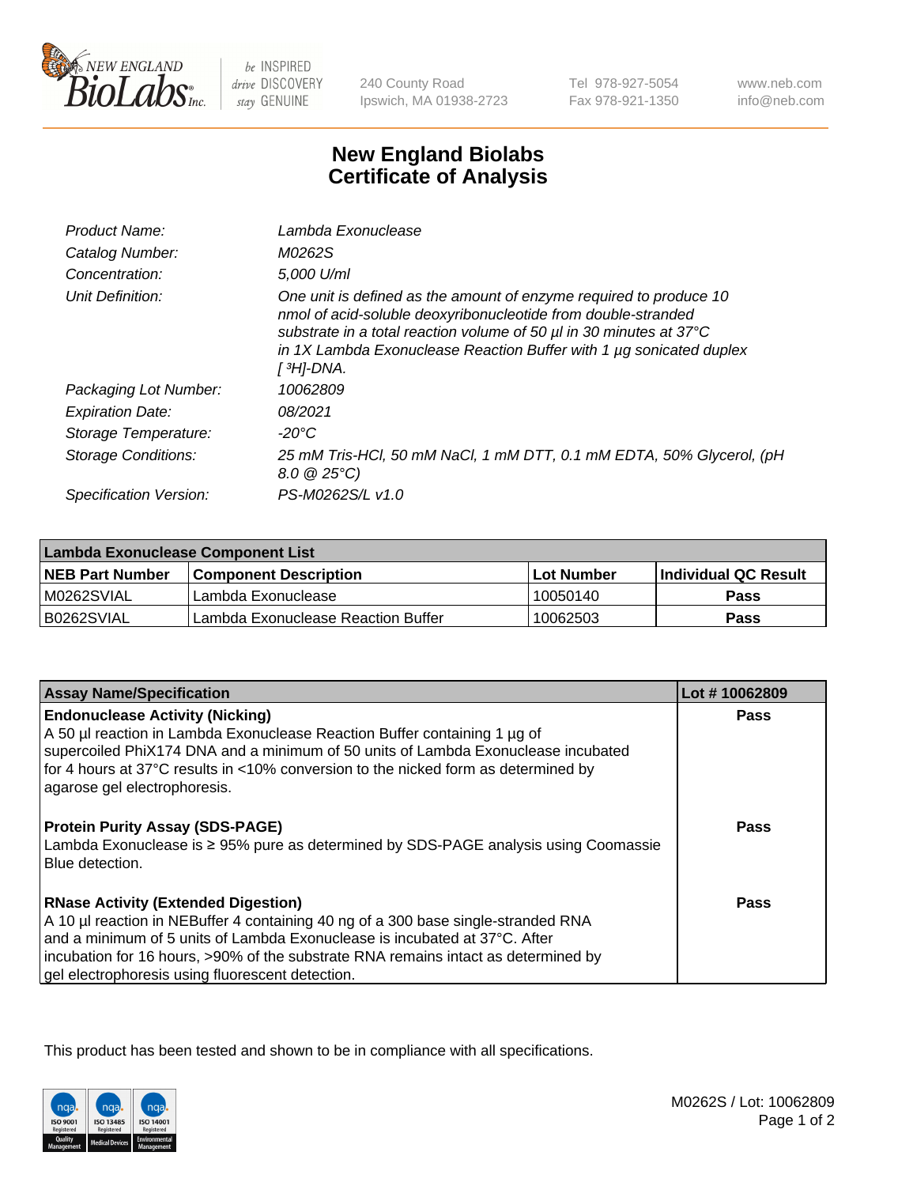# New England Biolabs Certificate of Analysis

| | |
|---|---|
| *Product Name:* | *Lambda Exonuclease* |
| *Catalog Number:* | *M0262S* |
| *Concentration:* | *5,000 U/ml* |
| *Unit Definition:* | *One unit is defined as the amount of enzyme required to produce 10 nmol of acid-soluble deoxyribonucleotide from double-stranded substrate in a total reaction volume of 50 µl in 30 minutes at 37°C in 1X Lambda Exonuclease Reaction Buffer with 1 µg sonicated duplex [ $^3$H]-DNA.* |
| *Packaging Lot Number:* | *10062809* |
| *Expiration Date:* | *08/2021* |
| *Storage Temperature:* | *-20°C* |
| *Storage Conditions:* | *25 mM Tris-HCl, 50 mM NaCl, 1 mM DTT, 0.1 mM EDTA, 50% Glycerol, (pH 8.0 @ 25°C)* |
| *Specification Version:* | *PS-M0262S/L v1.0* |

| Lambda Exonuclease Component List | | | |
|---|---|---|---|
| **NEB Part Number** | **Component Description** | **Lot Number** | **Individual QC Result** |
| M0262SVIAL | Lambda Exonuclease | 10050140 | **Pass** |
| B0262SVIAL | Lambda Exonuclease Reaction Buffer | 10062503 | **Pass** |

| Assay Name/Specification | Lot # 10062809 |
|---|---|
| **Endonuclease Activity (Nicking)**<br>A 50 µl reaction in Lambda Exonuclease Reaction Buffer containing 1 µg of supercoiled PhiX174 DNA and a minimum of 50 units of Lambda Exonuclease incubated for 4 hours at 37°C results in <10% conversion to the nicked form as determined by agarose gel electrophoresis. | **Pass** |
| **Protein Purity Assay (SDS-PAGE)**<br>Lambda Exonuclease is ≥ 95% pure as determined by SDS-PAGE analysis using Coomassie Blue detection. | **Pass** |
| **RNase Activity (Extended Digestion)**<br>A 10 µl reaction in NEBuffer 4 containing 40 ng of a 300 base single-stranded RNA and a minimum of 5 units of Lambda Exonuclease is incubated at 37°C. After incubation for 16 hours, >90% of the substrate RNA remains intact as determined by gel electrophoresis using fluorescent detection. | **Pass** |

This product has been tested and shown to be in compliance with all specifications.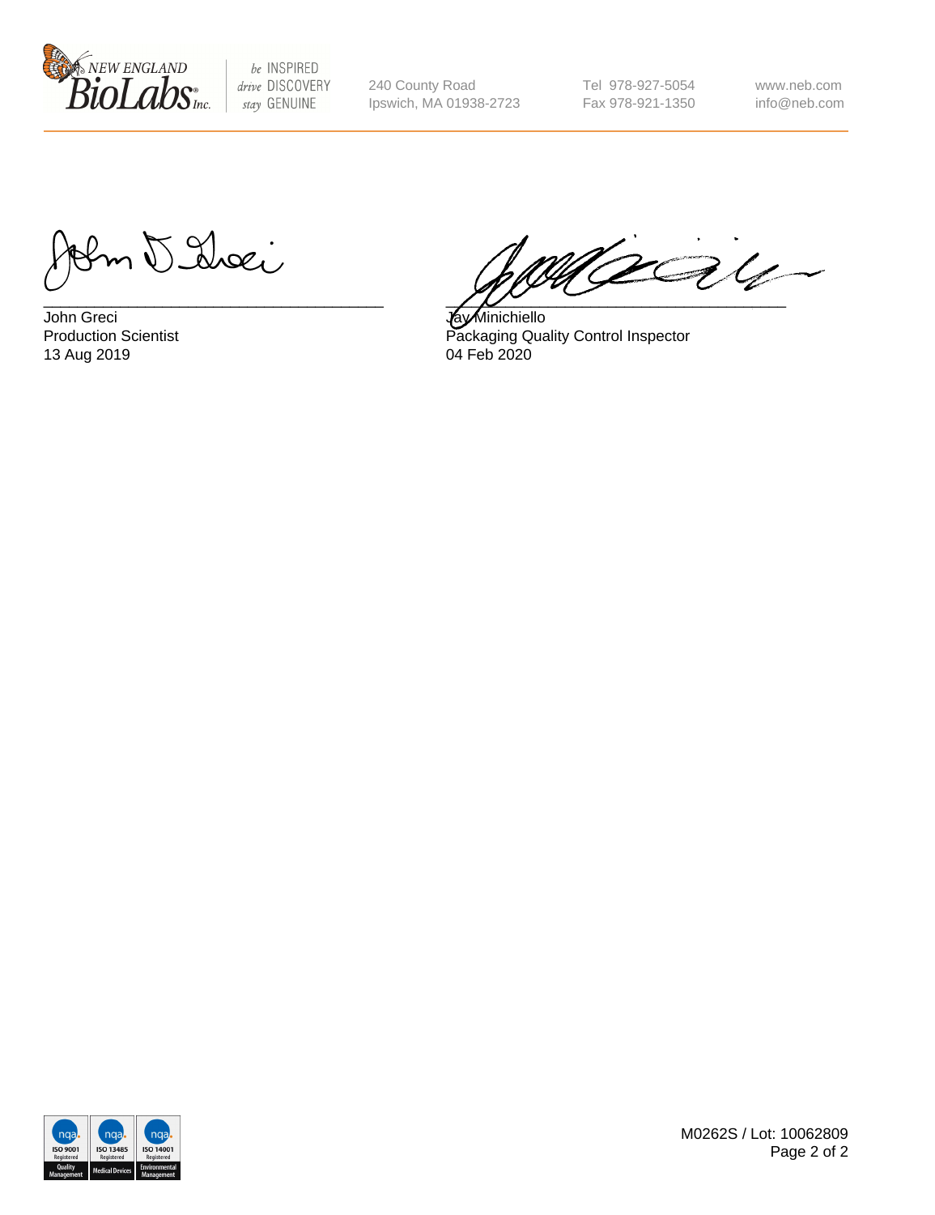John Greci
Production Scientist
13 Aug 2019

Jay Minichiello
Packaging Quality Control Inspector
04 Feb 2020